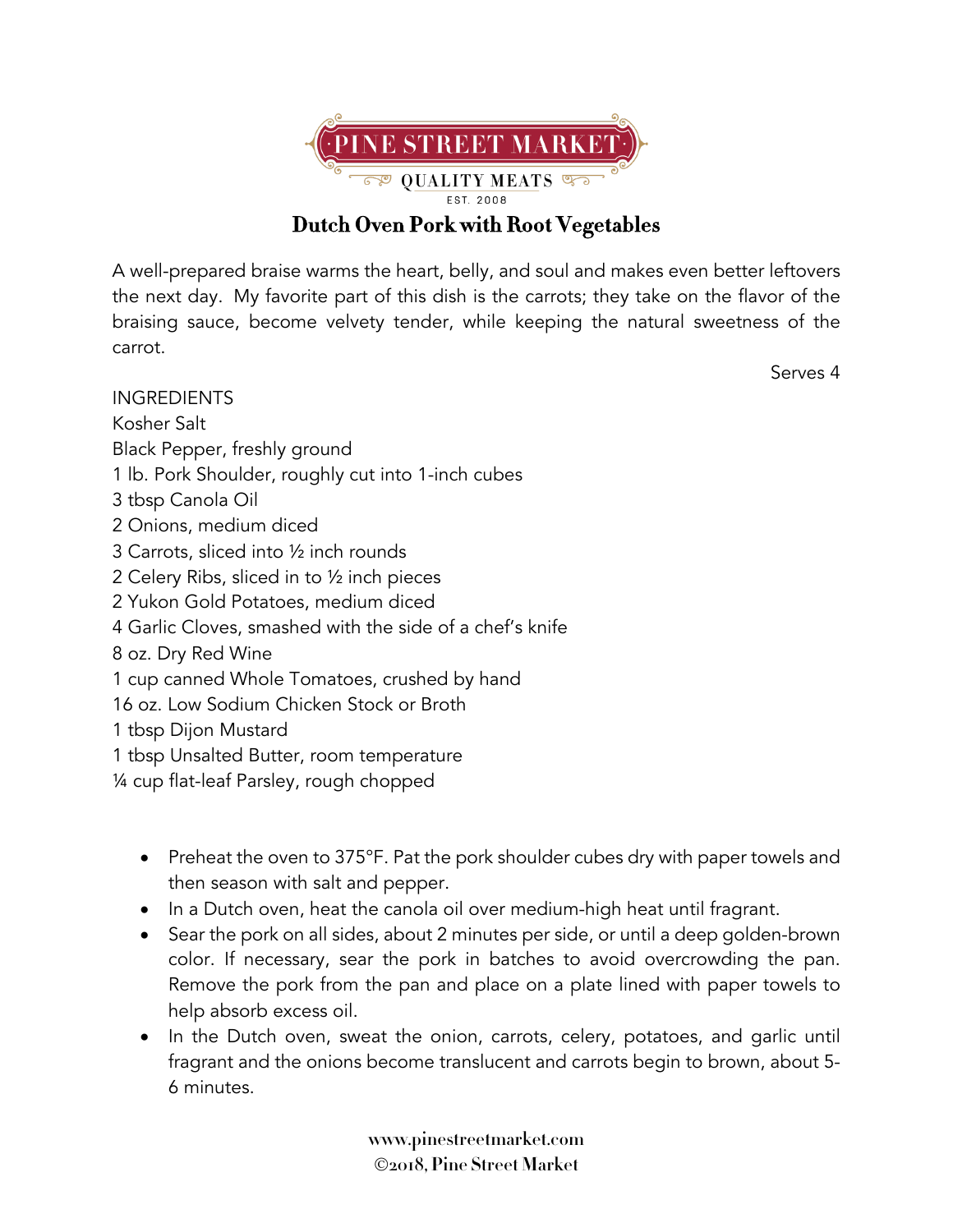PINE STREET MARKET

QUALITY MEATS

EST. 2008

# Dutch Oven Pork with Root Vegetables

A well-prepared braise warms the heart, belly, and soul and makes even better leftovers the next day. My favorite part of this dish is the carrots; they take on the flavor of the braising sauce, become velvety tender, while keeping the natural sweetness of the carrot.

Serves 4

INGREDIENTS
Kosher Salt
Black Pepper, freshly ground
1 lb. Pork Shoulder, roughly cut into 1-inch cubes
3 tbsp Canola Oil
2 Onions, medium diced
3 Carrots, sliced into ½ inch rounds
2 Celery Ribs, sliced in to ½ inch pieces
2 Yukon Gold Potatoes, medium diced
4 Garlic Cloves, smashed with the side of a chef's knife
8 oz. Dry Red Wine
1 cup canned Whole Tomatoes, crushed by hand
16 oz. Low Sodium Chicken Stock or Broth
1 tbsp Dijon Mustard
1 tbsp Unsalted Butter, room temperature
¼ cup flat-leaf Parsley, rough chopped

- Preheat the oven to 375°F. Pat the pork shoulder cubes dry with paper towels and then season with salt and pepper.
- In a Dutch oven, heat the canola oil over medium-high heat until fragrant.
- Sear the pork on all sides, about 2 minutes per side, or until a deep golden-brown color. If necessary, sear the pork in batches to avoid overcrowding the pan. Remove the pork from the pan and place on a plate lined with paper towels to help absorb excess oil.
- In the Dutch oven, sweat the onion, carrots, celery, potatoes, and garlic until fragrant and the onions become translucent and carrots begin to brown, about 5-6 minutes.

www.pinestreetmarket.com
©2018, Pine Street Market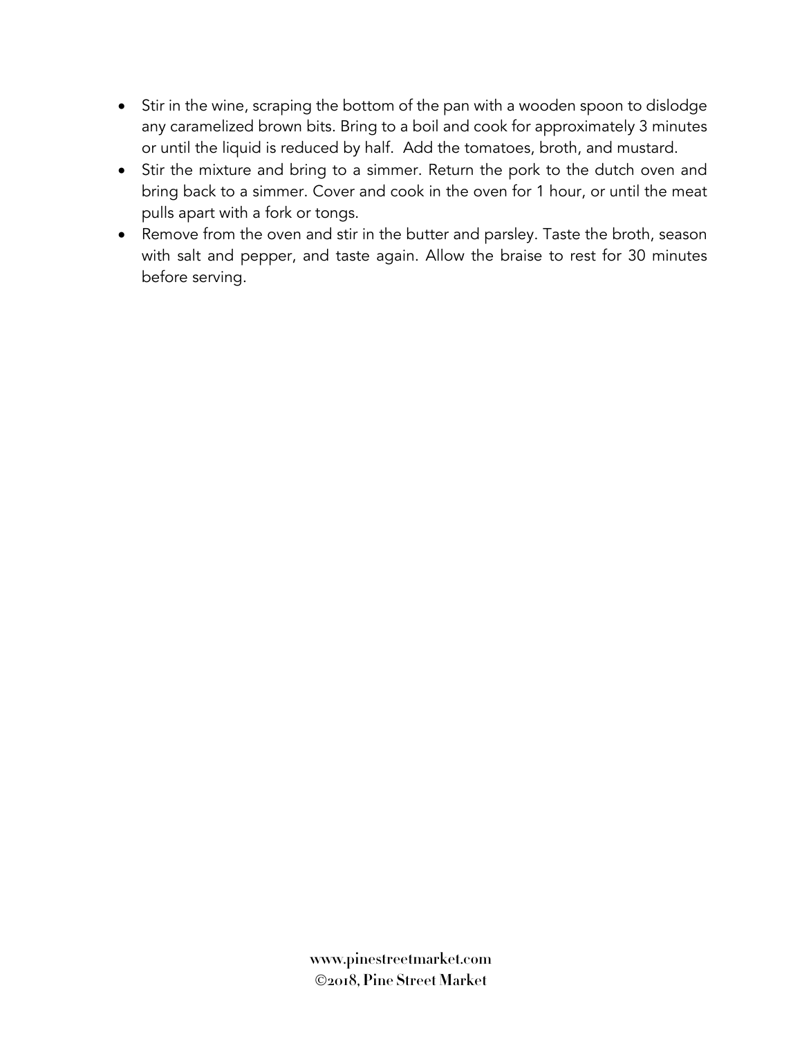- Stir in the wine, scraping the bottom of the pan with a wooden spoon to dislodge any caramelized brown bits. Bring to a boil and cook for approximately 3 minutes or until the liquid is reduced by half. Add the tomatoes, broth, and mustard.
- Stir the mixture and bring to a simmer. Return the pork to the dutch oven and bring back to a simmer. Cover and cook in the oven for 1 hour, or until the meat pulls apart with a fork or tongs.
- Remove from the oven and stir in the butter and parsley. Taste the broth, season with salt and pepper, and taste again. Allow the braise to rest for 30 minutes before serving.